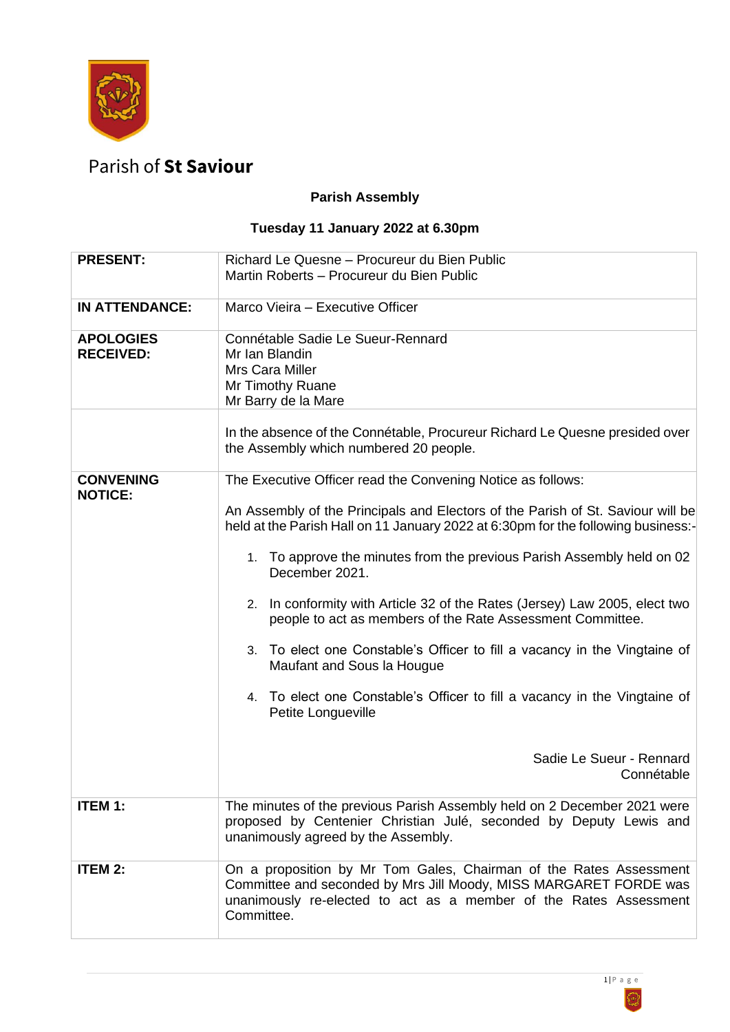Parish of **St Saviour**

## Parish Assembly

### Tuesday 11 January 2022 at 6.30pm

| | |
|---|---|
| **PRESENT:** | Richard Le Quesne – Procureur du Bien Public<br>Martin Roberts – Procureur du Bien Public |
| **IN ATTENDANCE:** | Marco Vieira – Executive Officer |
| **APOLOGIES RECEIVED:** | Connétable Sadie Le Sueur-Rennard<br>Mr Ian Blandin<br>Mrs Cara Miller<br>Mr Timothy Ruane<br>Mr Barry de la Mare |
| | In the absence of the Connétable, Procureur Richard Le Quesne presided over the Assembly which numbered 20 people. |
| **CONVENING NOTICE:** | The Executive Officer read the Convening Notice as follows:<br><br>An Assembly of the Principals and Electors of the Parish of St. Saviour will be held at the Parish Hall on 11 January 2022 at 6:30pm for the following business:-<br><br>1. To approve the minutes from the previous Parish Assembly held on 02 December 2021.<br><br>2. In conformity with Article 32 of the Rates (Jersey) Law 2005, elect two people to act as members of the Rate Assessment Committee.<br><br>3. To elect one Constable's Officer to fill a vacancy in the Vingtaine of Maufant and Sous la Hougue<br><br>4. To elect one Constable's Officer to fill a vacancy in the Vingtaine of Petite Longueville<br><br>Sadie Le Sueur - Rennard<br>Connétable |
| **ITEM 1:** | The minutes of the previous Parish Assembly held on 2 December 2021 were proposed by Centenier Christian Julé, seconded by Deputy Lewis and unanimously agreed by the Assembly. |
| **ITEM 2:** | On a proposition by Mr Tom Gales, Chairman of the Rates Assessment Committee and seconded by Mrs Jill Moody, MISS MARGARET FORDE was unanimously re-elected to act as a member of the Rates Assessment Committee. |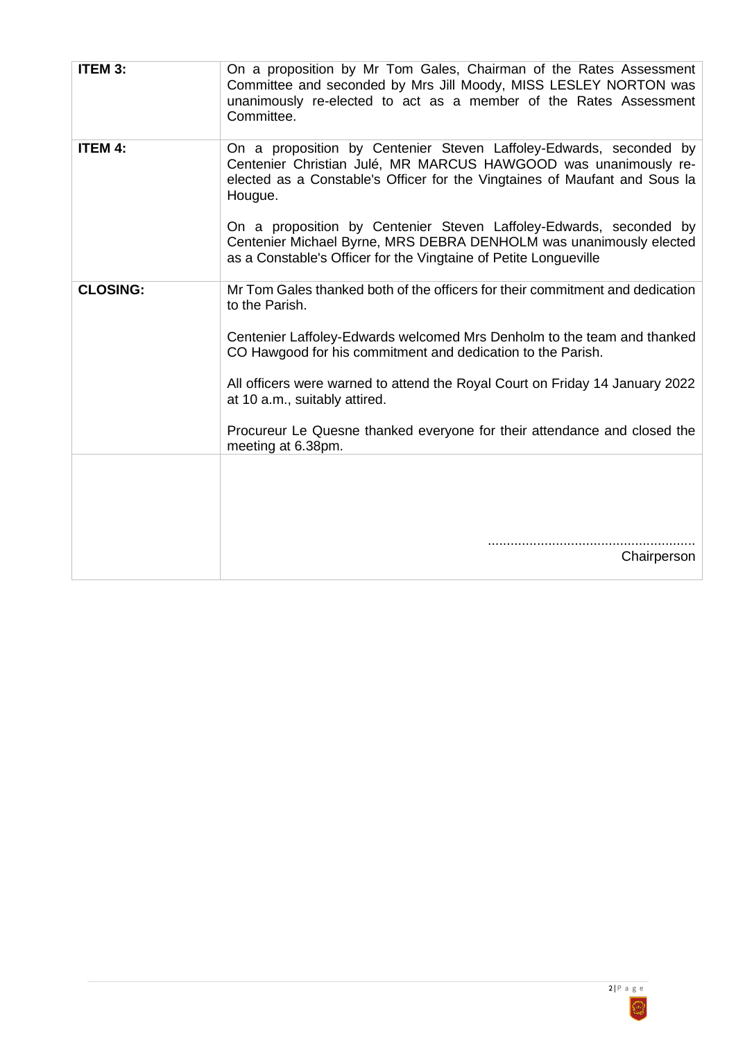| | |
|---|---|
| **ITEM 3:** | On a proposition by Mr Tom Gales, Chairman of the Rates Assessment Committee and seconded by Mrs Jill Moody, MISS LESLEY NORTON was unanimously re-elected to act as a member of the Rates Assessment Committee. |
| **ITEM 4:** | On a proposition by Centenier Steven Laffoley-Edwards, seconded by Centenier Christian Julé, MR MARCUS HAWGOOD was unanimously re-elected as a Constable's Officer for the Vingtaines of Maufant and Sous la Hougue.<br><br>On a proposition by Centenier Steven Laffoley-Edwards, seconded by Centenier Michael Byrne, MRS DEBRA DENHOLM was unanimously elected as a Constable's Officer for the Vingtaine of Petite Longueville |
| **CLOSING:** | Mr Tom Gales thanked both of the officers for their commitment and dedication to the Parish.<br><br>Centenier Laffoley-Edwards welcomed Mrs Denholm to the team and thanked CO Hawgood for his commitment and dedication to the Parish.<br><br>All officers were warned to attend the Royal Court on Friday 14 January 2022 at 10 a.m., suitably attired.<br><br>Procureur Le Quesne thanked everyone for their attendance and closed the meeting at 6.38pm. |
| | ......................................................<br>Chairperson |